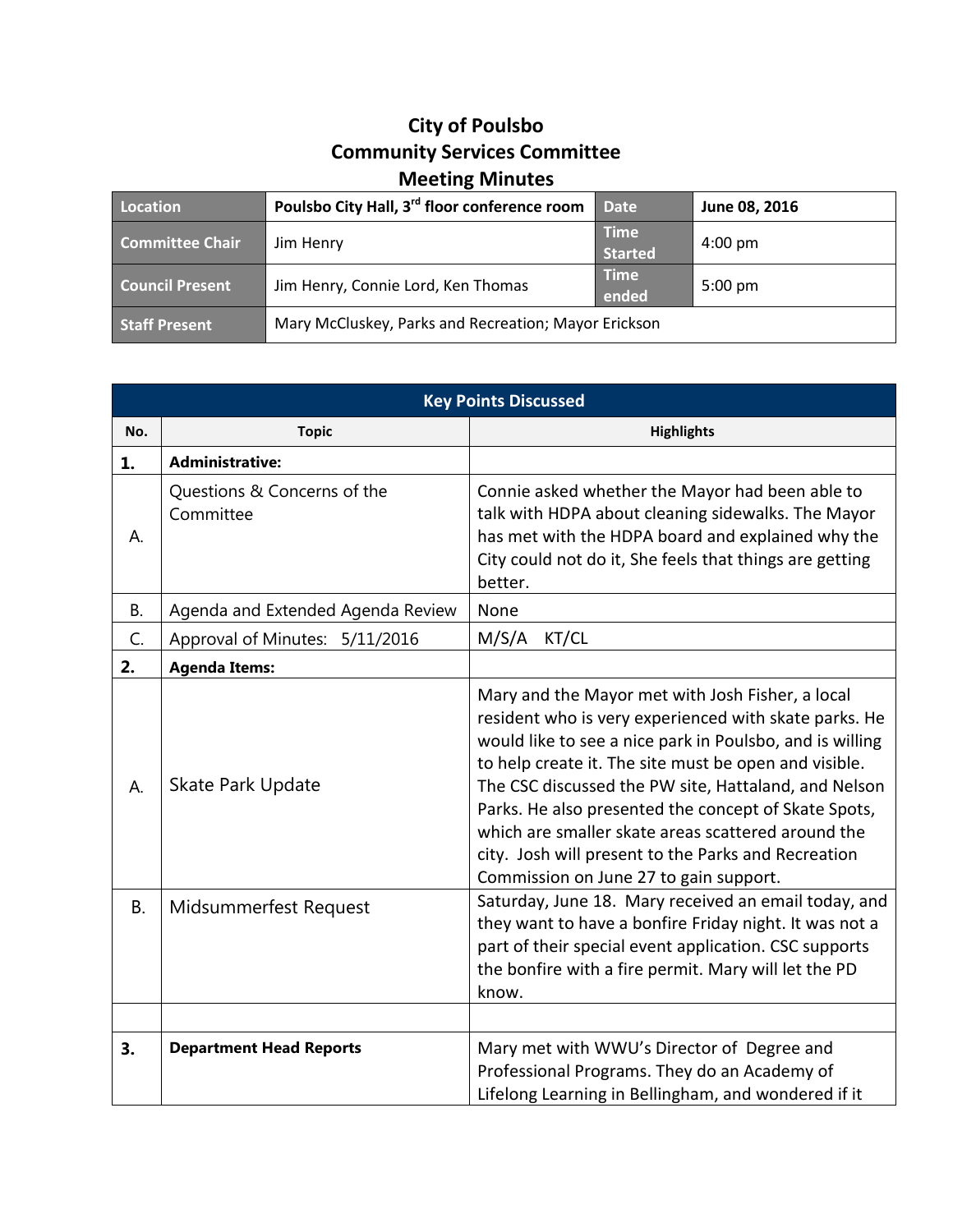# City of Poulsbo
## Community Services Committee
## Meeting Minutes

| Location | Poulsbo City Hall, 3rd floor conference room | Date | June 08, 2016 |
|---|---|---|---|
| Committee Chair | Jim Henry | Time Started | 4:00 pm |
| Council Present | Jim Henry, Connie Lord, Ken Thomas | Time ended | 5:00 pm |
| Staff Present | Mary McCluskey, Parks and Recreation; Mayor Erickson | | |

| Key Points Discussed | | |
|---|---|---|
| **No.** | **Topic** | **Highlights** |
| **1.** | **Administrative:** | |
| A. | Questions & Concerns of the Committee | Connie asked whether the Mayor had been able to talk with HDPA about cleaning sidewalks. The Mayor has met with the HDPA board and explained why the City could not do it, She feels that things are getting better. |
| B. | Agenda and Extended Agenda Review | None |
| C. | Approval of Minutes: 5/11/2016 | M/S/A KT/CL |
| **2.** | **Agenda Items:** | |
| A. | Skate Park Update | Mary and the Mayor met with Josh Fisher, a local resident who is very experienced with skate parks. He would like to see a nice park in Poulsbo, and is willing to help create it. The site must be open and visible. The CSC discussed the PW site, Hattaland, and Nelson Parks. He also presented the concept of Skate Spots, which are smaller skate areas scattered around the city. Josh will present to the Parks and Recreation Commission on June 27 to gain support. |
| B. | Midsummerfest Request | Saturday, June 18. Mary received an email today, and they want to have a bonfire Friday night. It was not a part of their special event application. CSC supports the bonfire with a fire permit. Mary will let the PD know. |
| | | |
| **3.** | **Department Head Reports** | Mary met with WWU's Director of Degree and Professional Programs. They do an Academy of Lifelong Learning in Bellingham, and wondered if it |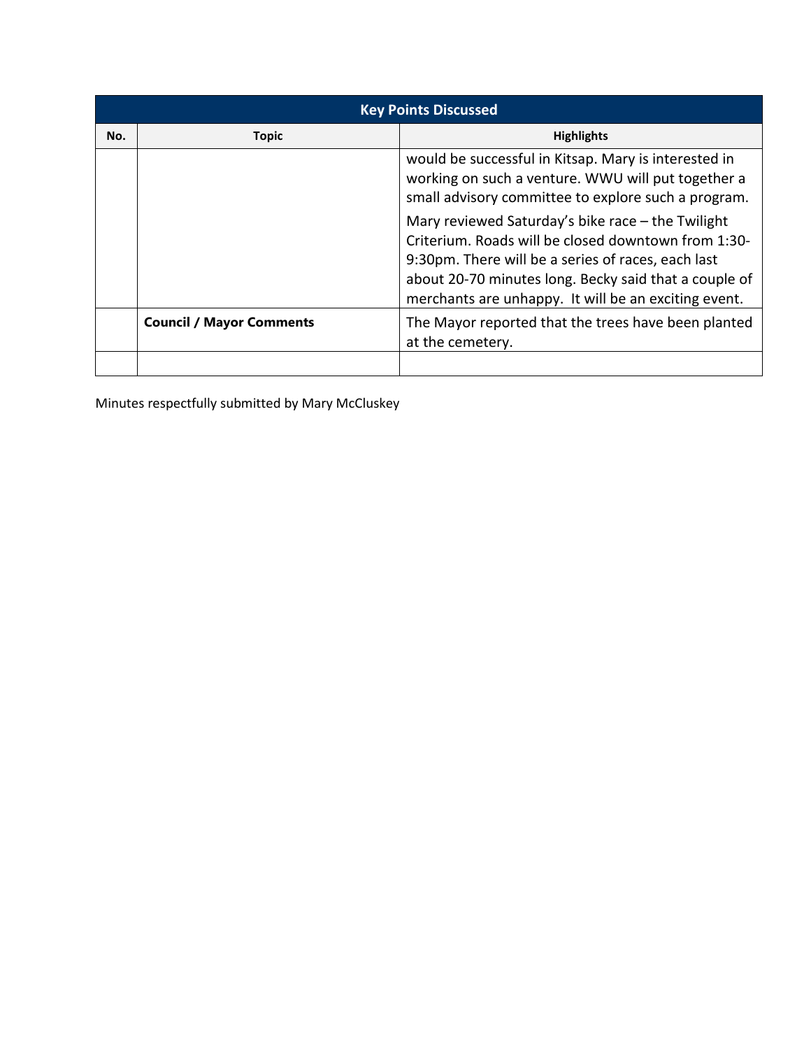| Key Points Discussed | | |
|---|---|---|
| **No.** | **Topic** | **Highlights** |
| | | would be successful in Kitsap. Mary is interested in working on such a venture. WWU will put together a small advisory committee to explore such a program.<br><br>Mary reviewed Saturday's bike race – the Twilight Criterium. Roads will be closed downtown from 1:30-9:30pm. There will be a series of races, each last about 20-70 minutes long. Becky said that a couple of merchants are unhappy. It will be an exciting event. |
| | **Council / Mayor Comments** | The Mayor reported that the trees have been planted at the cemetery. |
| | | |

Minutes respectfully submitted by Mary McCluskey